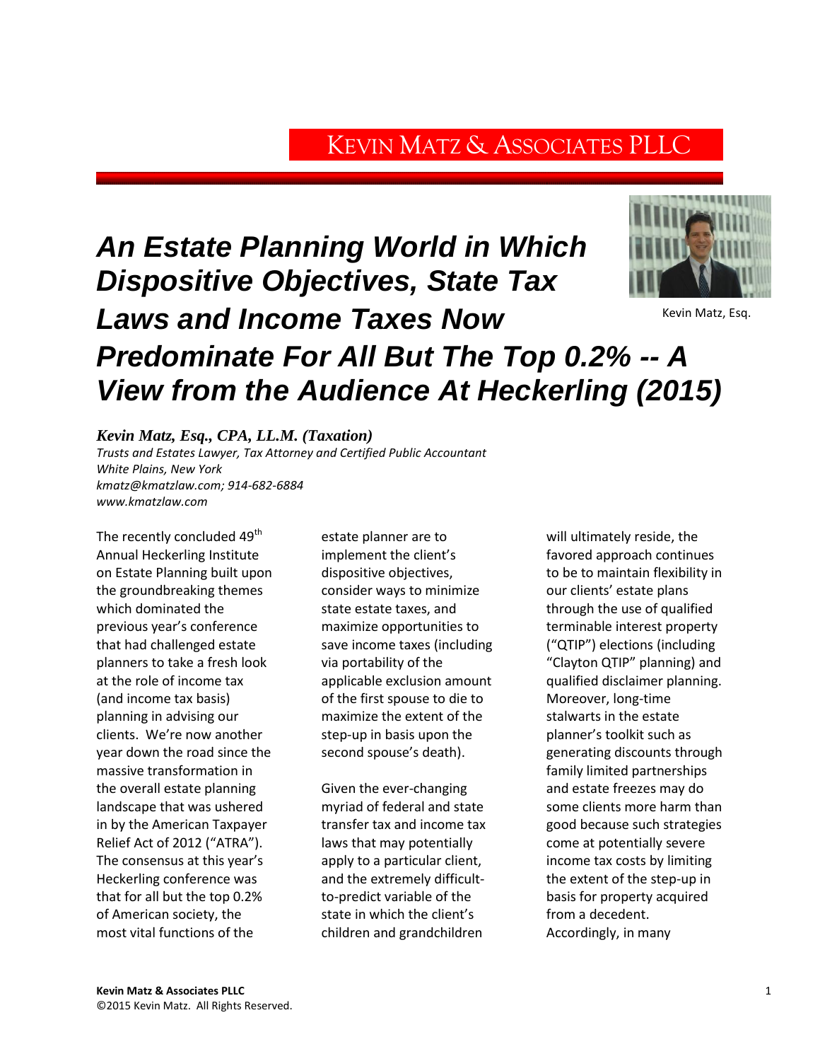KEVIN MATZ & ASSOCIATES PLLC

# An Estate Planning World in Which Dispositive Objectives, State Tax Laws and Income Taxes Now Predominate For All But The Top 0.2% -- A View from the Audience At Heckerling (2015)

Kevin Matz, Esq.

***Kevin Matz, Esq., CPA, LL.M. (Taxation)***
*Trusts and Estates Lawyer, Tax Attorney and Certified Public Accountant*
*White Plains, New York*
*kmatz@kmatzlaw.com; 914-682-6884*
*www.kmatzlaw.com*

The recently concluded 49th Annual Heckerling Institute on Estate Planning built upon the groundbreaking themes which dominated the previous year's conference that had challenged estate planners to take a fresh look at the role of income tax (and income tax basis) planning in advising our clients. We're now another year down the road since the massive transformation in the overall estate planning landscape that was ushered in by the American Taxpayer Relief Act of 2012 ("ATRA"). The consensus at this year's Heckerling conference was that for all but the top 0.2% of American society, the most vital functions of the estate planner are to implement the client's dispositive objectives, consider ways to minimize state estate taxes, and maximize opportunities to save income taxes (including via portability of the applicable exclusion amount of the first spouse to die to maximize the extent of the step-up in basis upon the second spouse's death).

Given the ever-changing myriad of federal and state transfer tax and income tax laws that may potentially apply to a particular client, and the extremely difficult-to-predict variable of the state in which the client's children and grandchildren will ultimately reside, the favored approach continues to be to maintain flexibility in our clients' estate plans through the use of qualified terminable interest property ("QTIP") elections (including "Clayton QTIP" planning) and qualified disclaimer planning. Moreover, long-time stalwarts in the estate planner's toolkit such as generating discounts through family limited partnerships and estate freezes may do some clients more harm than good because such strategies come at potentially severe income tax costs by limiting the extent of the step-up in basis for property acquired from a decedent. Accordingly, in many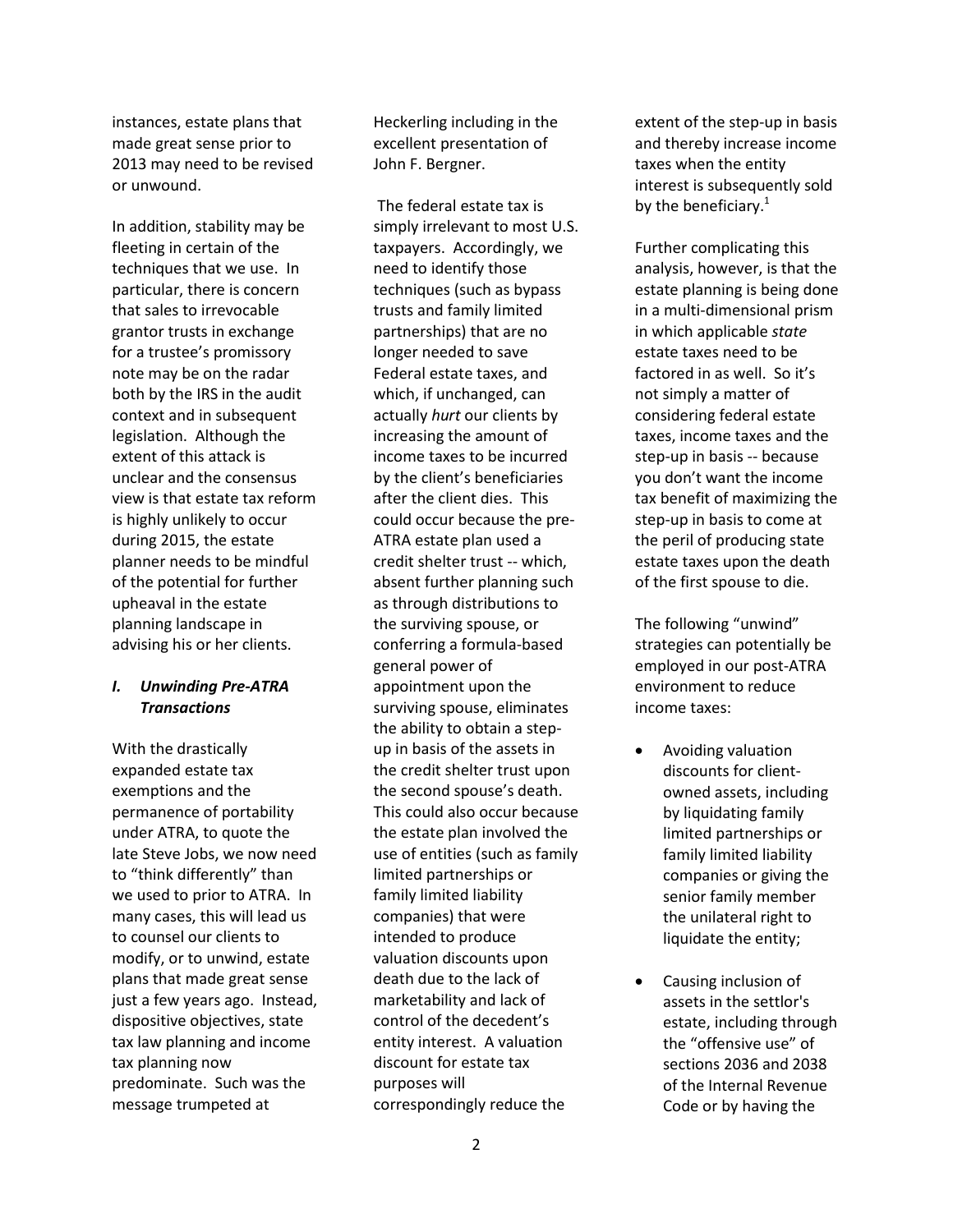instances, estate plans that made great sense prior to 2013 may need to be revised or unwound.

In addition, stability may be fleeting in certain of the techniques that we use. In particular, there is concern that sales to irrevocable grantor trusts in exchange for a trustee's promissory note may be on the radar both by the IRS in the audit context and in subsequent legislation. Although the extent of this attack is unclear and the consensus view is that estate tax reform is highly unlikely to occur during 2015, the estate planner needs to be mindful of the potential for further upheaval in the estate planning landscape in advising his or her clients.

### *I. Unwinding Pre-ATRA Transactions*

With the drastically expanded estate tax exemptions and the permanence of portability under ATRA, to quote the late Steve Jobs, we now need to "think differently" than we used to prior to ATRA. In many cases, this will lead us to counsel our clients to modify, or to unwind, estate plans that made great sense just a few years ago. Instead, dispositive objectives, state tax law planning and income tax planning now predominate. Such was the message trumpeted at Heckerling including in the excellent presentation of John F. Bergner.

The federal estate tax is simply irrelevant to most U.S. taxpayers. Accordingly, we need to identify those techniques (such as bypass trusts and family limited partnerships) that are no longer needed to save Federal estate taxes, and which, if unchanged, can actually *hurt* our clients by increasing the amount of income taxes to be incurred by the client's beneficiaries after the client dies. This could occur because the pre-ATRA estate plan used a credit shelter trust -- which, absent further planning such as through distributions to the surviving spouse, or conferring a formula-based general power of appointment upon the surviving spouse, eliminates the ability to obtain a step-up in basis of the assets in the credit shelter trust upon the second spouse's death. This could also occur because the estate plan involved the use of entities (such as family limited partnerships or family limited liability companies) that were intended to produce valuation discounts upon death due to the lack of marketability and lack of control of the decedent's entity interest. A valuation discount for estate tax purposes will correspondingly reduce the extent of the step-up in basis and thereby increase income taxes when the entity interest is subsequently sold by the beneficiary.[1]

Further complicating this analysis, however, is that the estate planning is being done in a multi-dimensional prism in which applicable *state* estate taxes need to be factored in as well. So it's not simply a matter of considering federal estate taxes, income taxes and the step-up in basis -- because you don't want the income tax benefit of maximizing the step-up in basis to come at the peril of producing state estate taxes upon the death of the first spouse to die.

The following "unwind" strategies can potentially be employed in our post-ATRA environment to reduce income taxes:

- Avoiding valuation discounts for client-owned assets, including by liquidating family limited partnerships or family limited liability companies or giving the senior family member the unilateral right to liquidate the entity;
- Causing inclusion of assets in the settlor's estate, including through the "offensive use" of sections 2036 and 2038 of the Internal Revenue Code or by having the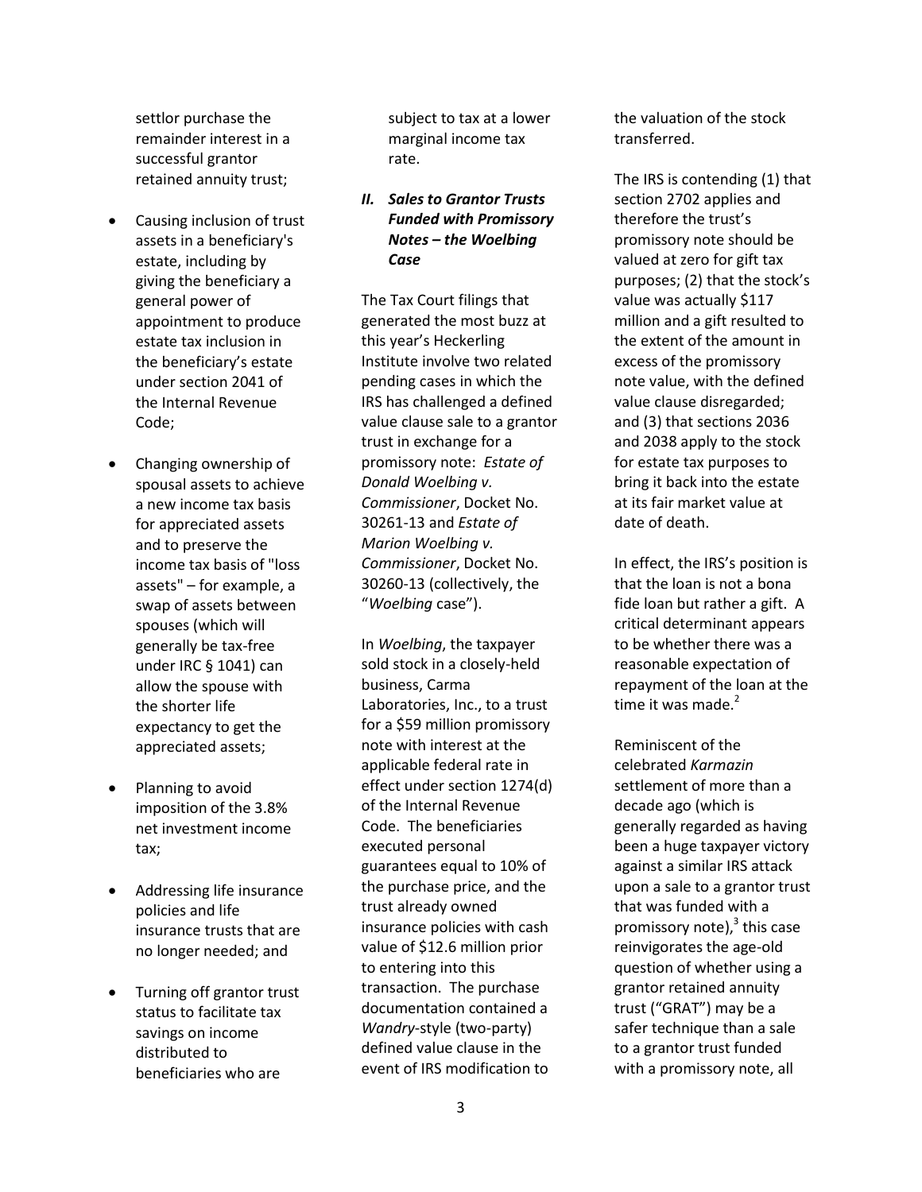settlor purchase the remainder interest in a successful grantor retained annuity trust;

- Causing inclusion of trust assets in a beneficiary's estate, including by giving the beneficiary a general power of appointment to produce estate tax inclusion in the beneficiary's estate under section 2041 of the Internal Revenue Code;
- Changing ownership of spousal assets to achieve a new income tax basis for appreciated assets and to preserve the income tax basis of "loss assets" – for example, a swap of assets between spouses (which will generally be tax-free under IRC § 1041) can allow the spouse with the shorter life expectancy to get the appreciated assets;
- Planning to avoid imposition of the 3.8% net investment income tax;
- Addressing life insurance policies and life insurance trusts that are no longer needed; and
- Turning off grantor trust status to facilitate tax savings on income distributed to beneficiaries who are subject to tax at a lower marginal income tax rate.

### *II. Sales to Grantor Trusts Funded with Promissory Notes – the Woelbing Case*

The Tax Court filings that generated the most buzz at this year's Heckerling Institute involve two related pending cases in which the IRS has challenged a defined value clause sale to a grantor trust in exchange for a promissory note: *Estate of Donald Woelbing v. Commissioner*, Docket No. 30261-13 and *Estate of Marion Woelbing v. Commissioner*, Docket No. 30260-13 (collectively, the "*Woelbing* case").

In *Woelbing*, the taxpayer sold stock in a closely-held business, Carma Laboratories, Inc., to a trust for a $59 million promissory note with interest at the applicable federal rate in effect under section 1274(d) of the Internal Revenue Code. The beneficiaries executed personal guarantees equal to 10% of the purchase price, and the trust already owned insurance policies with cash value of $12.6 million prior to entering into this transaction. The purchase documentation contained a *Wandry*-style (two-party) defined value clause in the event of IRS modification to the valuation of the stock transferred.

The IRS is contending (1) that section 2702 applies and therefore the trust's promissory note should be valued at zero for gift tax purposes; (2) that the stock's value was actually $117 million and a gift resulted to the extent of the amount in excess of the promissory note value, with the defined value clause disregarded; and (3) that sections 2036 and 2038 apply to the stock for estate tax purposes to bring it back into the estate at its fair market value at date of death.

In effect, the IRS's position is that the loan is not a bona fide loan but rather a gift. A critical determinant appears to be whether there was a reasonable expectation of repayment of the loan at the time it was made.[2]

Reminiscent of the celebrated *Karmazin* settlement of more than a decade ago (which is generally regarded as having been a huge taxpayer victory against a similar IRS attack upon a sale to a grantor trust that was funded with a promissory note),[3] this case reinvigorates the age-old question of whether using a grantor retained annuity trust ("GRAT") may be a safer technique than a sale to a grantor trust funded with a promissory note, all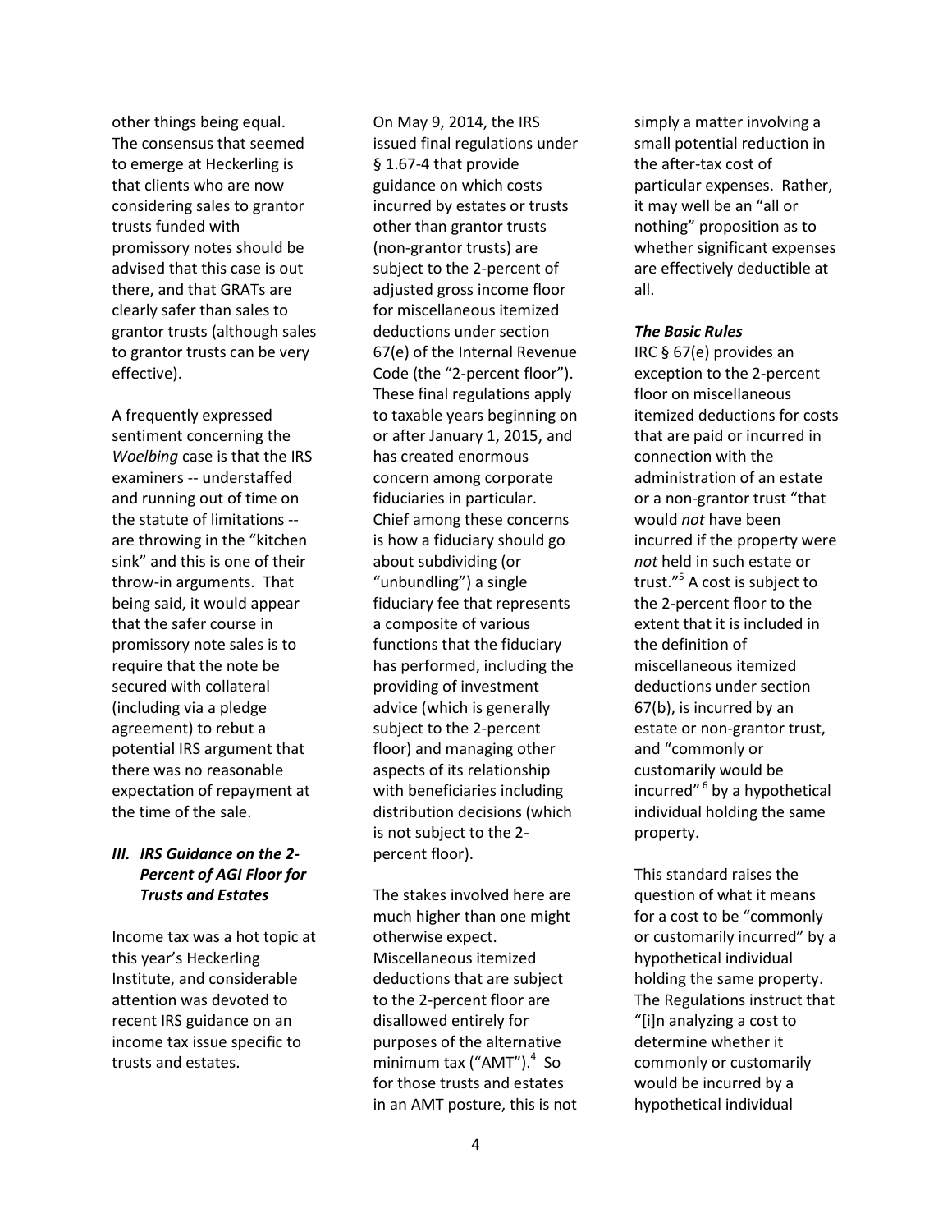other things being equal. The consensus that seemed to emerge at Heckerling is that clients who are now considering sales to grantor trusts funded with promissory notes should be advised that this case is out there, and that GRATs are clearly safer than sales to grantor trusts (although sales to grantor trusts can be very effective).

A frequently expressed sentiment concerning the *Woelbing* case is that the IRS examiners -- understaffed and running out of time on the statute of limitations -- are throwing in the "kitchen sink" and this is one of their throw-in arguments. That being said, it would appear that the safer course in promissory note sales is to require that the note be secured with collateral (including via a pledge agreement) to rebut a potential IRS argument that there was no reasonable expectation of repayment at the time of the sale.

## *III. IRS Guidance on the 2-Percent of AGI Floor for Trusts and Estates*

Income tax was a hot topic at this year's Heckerling Institute, and considerable attention was devoted to recent IRS guidance on an income tax issue specific to trusts and estates.

On May 9, 2014, the IRS issued final regulations under § 1.67-4 that provide guidance on which costs incurred by estates or trusts other than grantor trusts (non-grantor trusts) are subject to the 2-percent of adjusted gross income floor for miscellaneous itemized deductions under section 67(e) of the Internal Revenue Code (the "2-percent floor"). These final regulations apply to taxable years beginning on or after January 1, 2015, and has created enormous concern among corporate fiduciaries in particular. Chief among these concerns is how a fiduciary should go about subdividing (or "unbundling") a single fiduciary fee that represents a composite of various functions that the fiduciary has performed, including the providing of investment advice (which is generally subject to the 2-percent floor) and managing other aspects of its relationship with beneficiaries including distribution decisions (which is not subject to the 2-percent floor).

The stakes involved here are much higher than one might otherwise expect. Miscellaneous itemized deductions that are subject to the 2-percent floor are disallowed entirely for purposes of the alternative minimum tax ("AMT").[4] So for those trusts and estates in an AMT posture, this is not simply a matter involving a small potential reduction in the after-tax cost of particular expenses. Rather, it may well be an "all or nothing" proposition as to whether significant expenses are effectively deductible at all.

***The Basic Rules***

IRC § 67(e) provides an exception to the 2-percent floor on miscellaneous itemized deductions for costs that are paid or incurred in connection with the administration of an estate or a non-grantor trust "that would *not* have been incurred if the property were *not* held in such estate or trust."[5] A cost is subject to the 2-percent floor to the extent that it is included in the definition of miscellaneous itemized deductions under section 67(b), is incurred by an estate or non-grantor trust, and "commonly or customarily would be incurred"[6] by a hypothetical individual holding the same property.

This standard raises the question of what it means for a cost to be "commonly or customarily incurred" by a hypothetical individual holding the same property. The Regulations instruct that "[i]n analyzing a cost to determine whether it commonly or customarily would be incurred by a hypothetical individual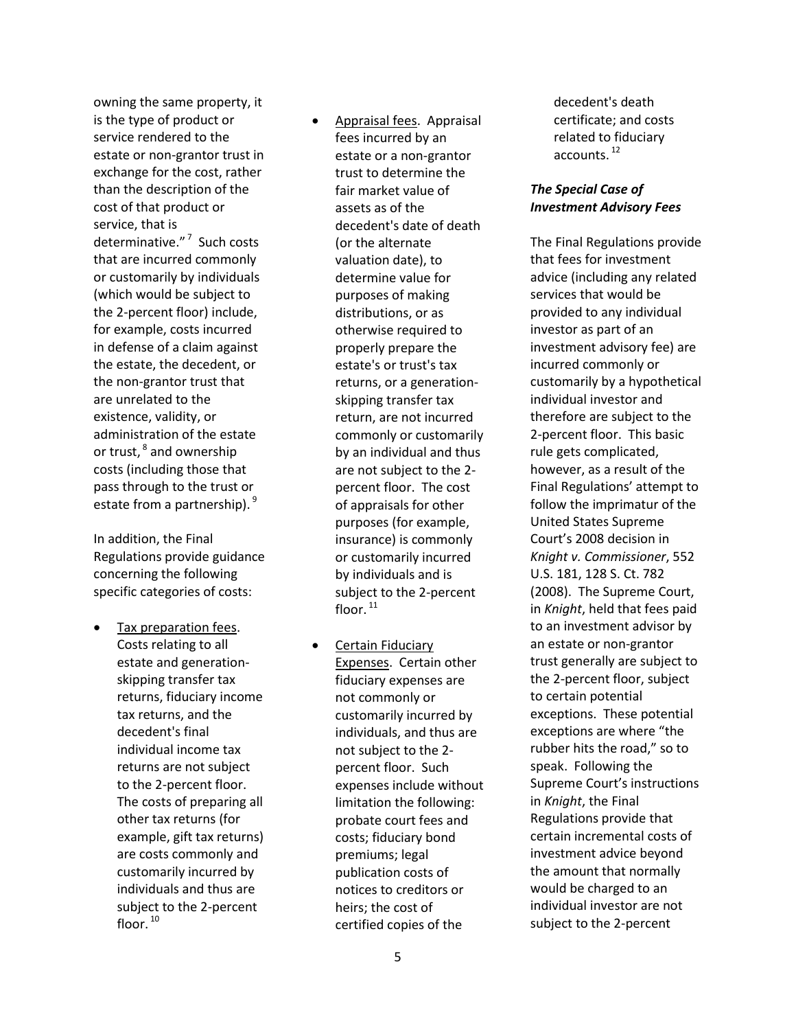owning the same property, it is the type of product or service rendered to the estate or non-grantor trust in exchange for the cost, rather than the description of the cost of that product or service, that is determinative."[7] Such costs that are incurred commonly or customarily by individuals (which would be subject to the 2-percent floor) include, for example, costs incurred in defense of a claim against the estate, the decedent, or the non-grantor trust that are unrelated to the existence, validity, or administration of the estate or trust,[8] and ownership costs (including those that pass through to the trust or estate from a partnership).[9]

In addition, the Final Regulations provide guidance concerning the following specific categories of costs:

- Tax preparation fees. Costs relating to all estate and generation-skipping transfer tax returns, fiduciary income tax returns, and the decedent's final individual income tax returns are not subject to the 2-percent floor. The costs of preparing all other tax returns (for example, gift tax returns) are costs commonly and customarily incurred by individuals and thus are subject to the 2-percent floor.[10]

- Appraisal fees. Appraisal fees incurred by an estate or a non-grantor trust to determine the fair market value of assets as of the decedent's date of death (or the alternate valuation date), to determine value for purposes of making distributions, or as otherwise required to properly prepare the estate's or trust's tax returns, or a generation-skipping transfer tax return, are not incurred commonly or customarily by an individual and thus are not subject to the 2-percent floor. The cost of appraisals for other purposes (for example, insurance) is commonly or customarily incurred by individuals and is subject to the 2-percent floor.[11]

- Certain Fiduciary Expenses. Certain other fiduciary expenses are not commonly or customarily incurred by individuals, and thus are not subject to the 2-percent floor. Such expenses include without limitation the following: probate court fees and costs; fiduciary bond premiums; legal publication costs of notices to creditors or heirs; the cost of certified copies of the decedent's death certificate; and costs related to fiduciary accounts.[12]

***The Special Case of Investment Advisory Fees***

The Final Regulations provide that fees for investment advice (including any related services that would be provided to any individual investor as part of an investment advisory fee) are incurred commonly or customarily by a hypothetical individual investor and therefore are subject to the 2-percent floor. This basic rule gets complicated, however, as a result of the Final Regulations' attempt to follow the imprimatur of the United States Supreme Court's 2008 decision in *Knight v. Commissioner*, 552 U.S. 181, 128 S. Ct. 782 (2008). The Supreme Court, in *Knight*, held that fees paid to an investment advisor by an estate or non-grantor trust generally are subject to the 2-percent floor, subject to certain potential exceptions. These potential exceptions are where "the rubber hits the road," so to speak. Following the Supreme Court's instructions in *Knight*, the Final Regulations provide that certain incremental costs of investment advice beyond the amount that normally would be charged to an individual investor are not subject to the 2-percent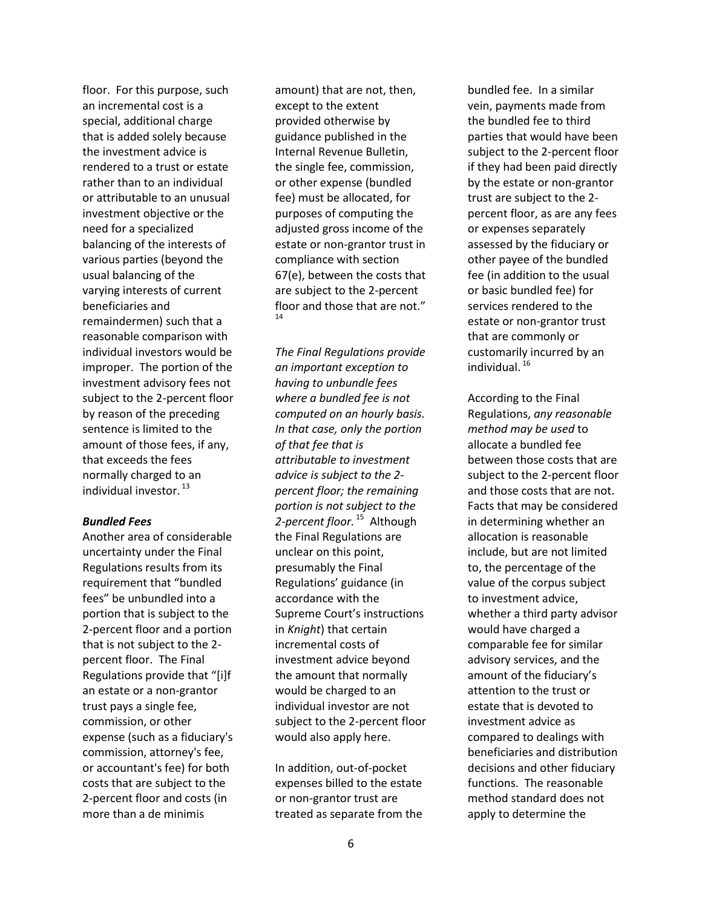floor. For this purpose, such an incremental cost is a special, additional charge that is added solely because the investment advice is rendered to a trust or estate rather than to an individual or attributable to an unusual investment objective or the need for a specialized balancing of the interests of various parties (beyond the usual balancing of the varying interests of current beneficiaries and remaindermen) such that a reasonable comparison with individual investors would be improper. The portion of the investment advisory fees not subject to the 2-percent floor by reason of the preceding sentence is limited to the amount of those fees, if any, that exceeds the fees normally charged to an individual investor. [13]

***Bundled Fees***

Another area of considerable uncertainty under the Final Regulations results from its requirement that "bundled fees" be unbundled into a portion that is subject to the 2-percent floor and a portion that is not subject to the 2-percent floor. The Final Regulations provide that "[i]f an estate or a non-grantor trust pays a single fee, commission, or other expense (such as a fiduciary's commission, attorney's fee, or accountant's fee) for both costs that are subject to the 2-percent floor and costs (in more than a de minimis amount) that are not, then, except to the extent provided otherwise by guidance published in the Internal Revenue Bulletin, the single fee, commission, or other expense (bundled fee) must be allocated, for purposes of computing the adjusted gross income of the estate or non-grantor trust in compliance with section 67(e), between the costs that are subject to the 2-percent floor and those that are not." [14]

*The Final Regulations provide an important exception to having to unbundle fees where a bundled fee is not computed on an hourly basis. In that case, only the portion of that fee that is attributable to investment advice is subject to the 2-percent floor; the remaining portion is not subject to the 2-percent floor.* [15] Although the Final Regulations are unclear on this point, presumably the Final Regulations' guidance (in accordance with the Supreme Court's instructions in *Knight*) that certain incremental costs of investment advice beyond the amount that normally would be charged to an individual investor are not subject to the 2-percent floor would also apply here.

In addition, out-of-pocket expenses billed to the estate or non-grantor trust are treated as separate from the bundled fee. In a similar vein, payments made from the bundled fee to third parties that would have been subject to the 2-percent floor if they had been paid directly by the estate or non-grantor trust are subject to the 2-percent floor, as are any fees or expenses separately assessed by the fiduciary or other payee of the bundled fee (in addition to the usual or basic bundled fee) for services rendered to the estate or non-grantor trust that are commonly or customarily incurred by an individual. [16]

According to the Final Regulations, *any reasonable method may be used* to allocate a bundled fee between those costs that are subject to the 2-percent floor and those costs that are not. Facts that may be considered in determining whether an allocation is reasonable include, but are not limited to, the percentage of the value of the corpus subject to investment advice, whether a third party advisor would have charged a comparable fee for similar advisory services, and the amount of the fiduciary's attention to the trust or estate that is devoted to investment advice as compared to dealings with beneficiaries and distribution decisions and other fiduciary functions. The reasonable method standard does not apply to determine the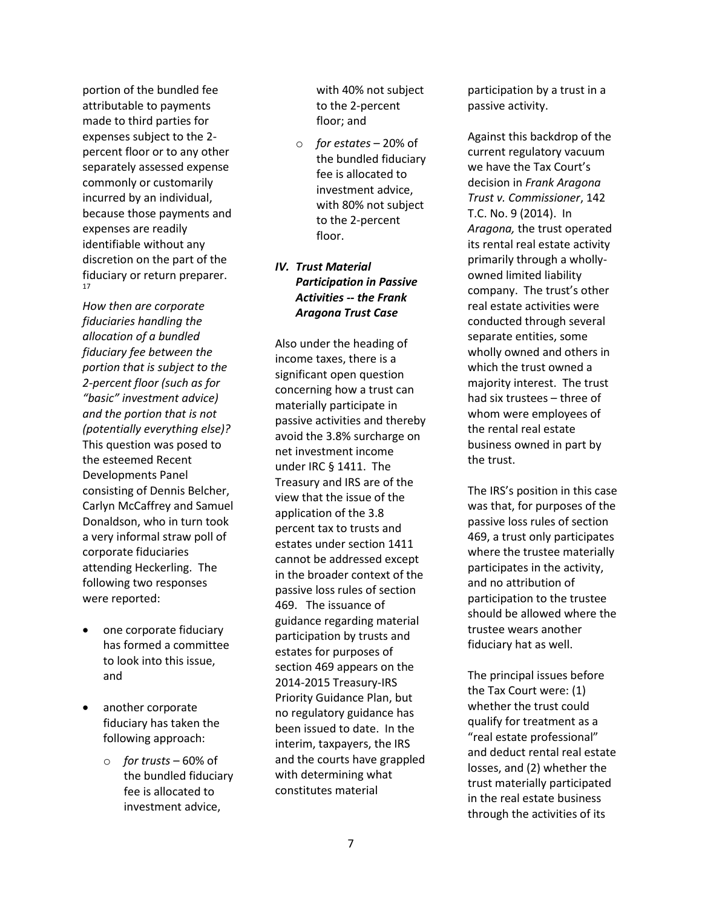portion of the bundled fee attributable to payments made to third parties for expenses subject to the 2-percent floor or to any other separately assessed expense commonly or customarily incurred by an individual, because those payments and expenses are readily identifiable without any discretion on the part of the fiduciary or return preparer.[17]

*How then are corporate fiduciaries handling the allocation of a bundled fiduciary fee between the portion that is subject to the 2-percent floor (such as for "basic" investment advice) and the portion that is not (potentially everything else)?* This question was posed to the esteemed Recent Developments Panel consisting of Dennis Belcher, Carlyn McCaffrey and Samuel Donaldson, who in turn took a very informal straw poll of corporate fiduciaries attending Heckerling. The following two responses were reported:

- one corporate fiduciary has formed a committee to look into this issue, and
- another corporate fiduciary has taken the following approach:
    - *for trusts* – 60% of the bundled fiduciary fee is allocated to investment advice, with 40% not subject to the 2-percent floor; and
    - *for estates* – 20% of the bundled fiduciary fee is allocated to investment advice, with 80% not subject to the 2-percent floor.

## *IV. Trust Material Participation in Passive Activities -- the Frank Aragona Trust Case*

Also under the heading of income taxes, there is a significant open question concerning how a trust can materially participate in passive activities and thereby avoid the 3.8% surcharge on net investment income under IRC § 1411. The Treasury and IRS are of the view that the issue of the application of the 3.8 percent tax to trusts and estates under section 1411 cannot be addressed except in the broader context of the passive loss rules of section 469. The issuance of guidance regarding material participation by trusts and estates for purposes of section 469 appears on the 2014-2015 Treasury-IRS Priority Guidance Plan, but no regulatory guidance has been issued to date. In the interim, taxpayers, the IRS and the courts have grappled with determining what constitutes material participation by a trust in a passive activity.

Against this backdrop of the current regulatory vacuum we have the Tax Court's decision in *Frank Aragona Trust v. Commissioner*, 142 T.C. No. 9 (2014). In *Aragona,* the trust operated its rental real estate activity primarily through a wholly-owned limited liability company. The trust's other real estate activities were conducted through several separate entities, some wholly owned and others in which the trust owned a majority interest. The trust had six trustees – three of whom were employees of the rental real estate business owned in part by the trust.

The IRS's position in this case was that, for purposes of the passive loss rules of section 469, a trust only participates where the trustee materially participates in the activity, and no attribution of participation to the trustee should be allowed where the trustee wears another fiduciary hat as well.

The principal issues before the Tax Court were: (1) whether the trust could qualify for treatment as a "real estate professional" and deduct rental real estate losses, and (2) whether the trust materially participated in the real estate business through the activities of its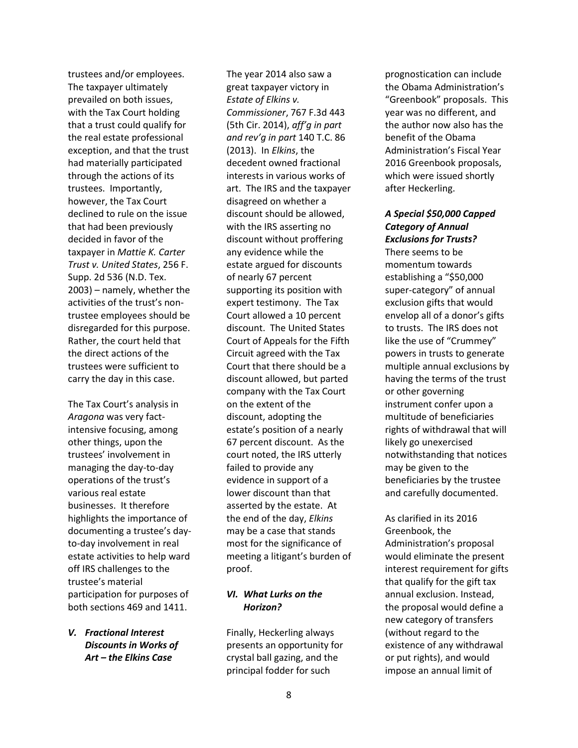trustees and/or employees. The taxpayer ultimately prevailed on both issues, with the Tax Court holding that a trust could qualify for the real estate professional exception, and that the trust had materially participated through the actions of its trustees. Importantly, however, the Tax Court declined to rule on the issue that had been previously decided in favor of the taxpayer in *Mattie K. Carter Trust v. United States*, 256 F. Supp. 2d 536 (N.D. Tex. 2003) – namely, whether the activities of the trust's non-trustee employees should be disregarded for this purpose. Rather, the court held that the direct actions of the trustees were sufficient to carry the day in this case.

The Tax Court's analysis in *Aragona* was very fact-intensive focusing, among other things, upon the trustees' involvement in managing the day-to-day operations of the trust's various real estate businesses. It therefore highlights the importance of documenting a trustee's day-to-day involvement in real estate activities to help ward off IRS challenges to the trustee's material participation for purposes of both sections 469 and 1411.

## V. *Fractional Interest Discounts in Works of Art – the Elkins Case*

The year 2014 also saw a great taxpayer victory in *Estate of Elkins v. Commissioner*, 767 F.3d 443 (5th Cir. 2014), *aff'g in part and rev'g in part* 140 T.C. 86 (2013). In *Elkins*, the decedent owned fractional interests in various works of art. The IRS and the taxpayer disagreed on whether a discount should be allowed, with the IRS asserting no discount without proffering any evidence while the estate argued for discounts of nearly 67 percent supporting its position with expert testimony. The Tax Court allowed a 10 percent discount. The United States Court of Appeals for the Fifth Circuit agreed with the Tax Court that there should be a discount allowed, but parted company with the Tax Court on the extent of the discount, adopting the estate's position of a nearly 67 percent discount. As the court noted, the IRS utterly failed to provide any evidence in support of a lower discount than that asserted by the estate. At the end of the day, *Elkins* may be a case that stands most for the significance of meeting a litigant's burden of proof.

## VI. *What Lurks on the Horizon?*

Finally, Heckerling always presents an opportunity for crystal ball gazing, and the principal fodder for such prognostication can include the Obama Administration's "Greenbook" proposals. This year was no different, and the author now also has the benefit of the Obama Administration's Fiscal Year 2016 Greenbook proposals, which were issued shortly after Heckerling.

### *A Special $50,000 Capped Category of Annual Exclusions for Trusts?*

There seems to be momentum towards establishing a "$50,000 super-category" of annual exclusion gifts that would envelop all of a donor's gifts to trusts. The IRS does not like the use of "Crummey" powers in trusts to generate multiple annual exclusions by having the terms of the trust or other governing instrument confer upon a multitude of beneficiaries rights of withdrawal that will likely go unexercised notwithstanding that notices may be given to the beneficiaries by the trustee and carefully documented.

As clarified in its 2016 Greenbook, the Administration's proposal would eliminate the present interest requirement for gifts that qualify for the gift tax annual exclusion. Instead, the proposal would define a new category of transfers (without regard to the existence of any withdrawal or put rights), and would impose an annual limit of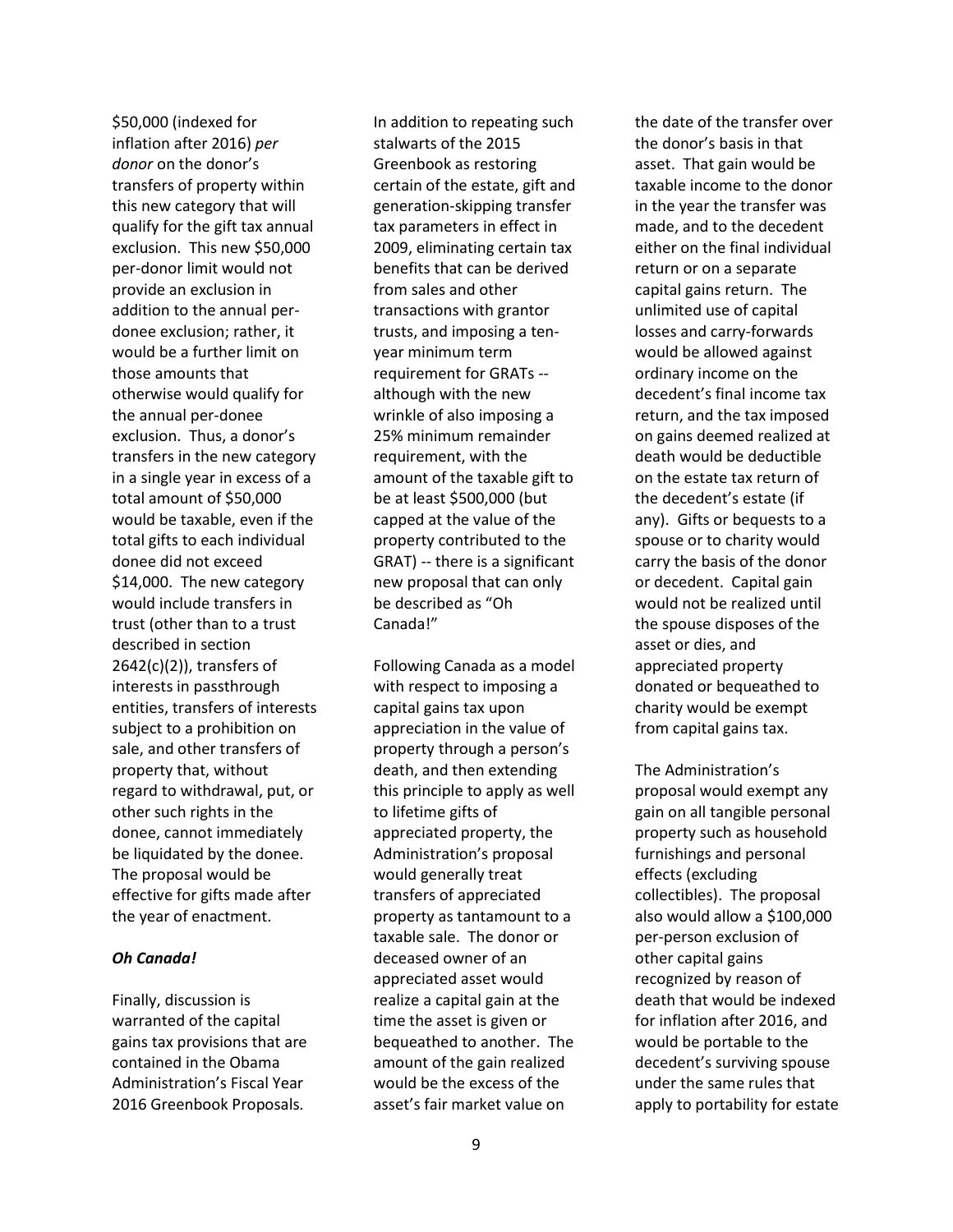$50,000 (indexed for inflation after 2016) *per donor* on the donor's transfers of property within this new category that will qualify for the gift tax annual exclusion. This new $50,000 per-donor limit would not provide an exclusion in addition to the annual per-donee exclusion; rather, it would be a further limit on those amounts that otherwise would qualify for the annual per-donee exclusion. Thus, a donor's transfers in the new category in a single year in excess of a total amount of $50,000 would be taxable, even if the total gifts to each individual donee did not exceed $14,000. The new category would include transfers in trust (other than to a trust described in section 2642(c)(2)), transfers of interests in passthrough entities, transfers of interests subject to a prohibition on sale, and other transfers of property that, without regard to withdrawal, put, or other such rights in the donee, cannot immediately be liquidated by the donee. The proposal would be effective for gifts made after the year of enactment.

### *Oh Canada!*

Finally, discussion is warranted of the capital gains tax provisions that are contained in the Obama Administration's Fiscal Year 2016 Greenbook Proposals. In addition to repeating such stalwarts of the 2015 Greenbook as restoring certain of the estate, gift and generation-skipping transfer tax parameters in effect in 2009, eliminating certain tax benefits that can be derived from sales and other transactions with grantor trusts, and imposing a ten-year minimum term requirement for GRATs -- although with the new wrinkle of also imposing a 25% minimum remainder requirement, with the amount of the taxable gift to be at least $500,000 (but capped at the value of the property contributed to the GRAT) -- there is a significant new proposal that can only be described as "Oh Canada!"

Following Canada as a model with respect to imposing a capital gains tax upon appreciation in the value of property through a person's death, and then extending this principle to apply as well to lifetime gifts of appreciated property, the Administration's proposal would generally treat transfers of appreciated property as tantamount to a taxable sale. The donor or deceased owner of an appreciated asset would realize a capital gain at the time the asset is given or bequeathed to another. The amount of the gain realized would be the excess of the asset's fair market value on the date of the transfer over the donor's basis in that asset. That gain would be taxable income to the donor in the year the transfer was made, and to the decedent either on the final individual return or on a separate capital gains return. The unlimited use of capital losses and carry-forwards would be allowed against ordinary income on the decedent's final income tax return, and the tax imposed on gains deemed realized at death would be deductible on the estate tax return of the decedent's estate (if any). Gifts or bequests to a spouse or to charity would carry the basis of the donor or decedent. Capital gain would not be realized until the spouse disposes of the asset or dies, and appreciated property donated or bequeathed to charity would be exempt from capital gains tax.

The Administration's proposal would exempt any gain on all tangible personal property such as household furnishings and personal effects (excluding collectibles). The proposal also would allow a $100,000 per-person exclusion of other capital gains recognized by reason of death that would be indexed for inflation after 2016, and would be portable to the decedent's surviving spouse under the same rules that apply to portability for estate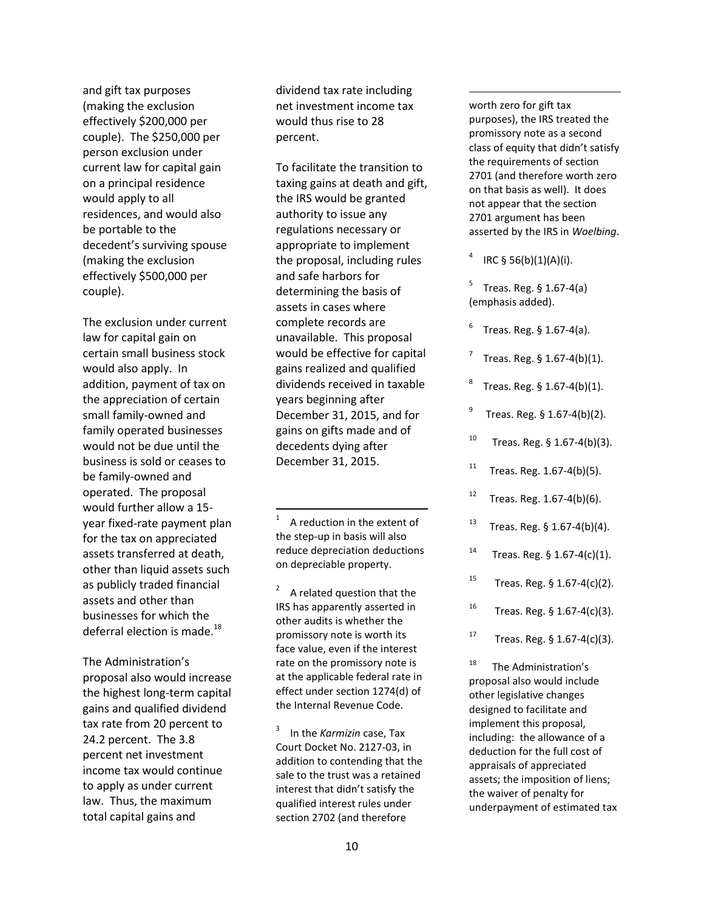and gift tax purposes (making the exclusion effectively $200,000 per couple). The $250,000 per person exclusion under current law for capital gain on a principal residence would apply to all residences, and would also be portable to the decedent's surviving spouse (making the exclusion effectively $500,000 per couple).

The exclusion under current law for capital gain on certain small business stock would also apply. In addition, payment of tax on the appreciation of certain small family-owned and family operated businesses would not be due until the business is sold or ceases to be family-owned and operated. The proposal would further allow a 15-year fixed-rate payment plan for the tax on appreciated assets transferred at death, other than liquid assets such as publicly traded financial assets and other than businesses for which the deferral election is made.[18]

The Administration's proposal also would increase the highest long-term capital gains and qualified dividend tax rate from 20 percent to 24.2 percent. The 3.8 percent net investment income tax would continue to apply as under current law. Thus, the maximum total capital gains and dividend tax rate including net investment income tax would thus rise to 28 percent.

To facilitate the transition to taxing gains at death and gift, the IRS would be granted authority to issue any regulations necessary or appropriate to implement the proposal, including rules and safe harbors for determining the basis of assets in cases where complete records are unavailable. This proposal would be effective for capital gains realized and qualified dividends received in taxable years beginning after December 31, 2015, and for gains on gifts made and of decedents dying after December 31, 2015.

---

[1] A reduction in the extent of the step-up in basis will also reduce depreciation deductions on depreciable property.

[2] A related question that the IRS has apparently asserted in other audits is whether the promissory note is worth its face value, even if the interest rate on the promissory note is at the applicable federal rate in effect under section 1274(d) of the Internal Revenue Code.

[3] In the *Karmizin* case, Tax Court Docket No. 2127-03, in addition to contending that the sale to the trust was a retained interest that didn't satisfy the qualified interest rules under section 2702 (and therefore worth zero for gift tax purposes), the IRS treated the promissory note as a second class of equity that didn't satisfy the requirements of section 2701 (and therefore worth zero on that basis as well). It does not appear that the section 2701 argument has been asserted by the IRS in *Woelbing*.

[4] IRC § 56(b)(1)(A)(i).

[5] Treas. Reg. § 1.67-4(a) (emphasis added).

[6] Treas. Reg. § 1.67-4(a).

[7] Treas. Reg. § 1.67-4(b)(1).

[8] Treas. Reg. § 1.67-4(b)(1).

[9] Treas. Reg. § 1.67-4(b)(2).

[10] Treas. Reg. § 1.67-4(b)(3).

[11] Treas. Reg. 1.67-4(b)(5).

[12] Treas. Reg. 1.67-4(b)(6).

[13] Treas. Reg. § 1.67-4(b)(4).

[14] Treas. Reg. § 1.67-4(c)(1).

[15] Treas. Reg. § 1.67-4(c)(2).

[16] Treas. Reg. § 1.67-4(c)(3).

[17] Treas. Reg. § 1.67-4(c)(3).

[18] The Administration's proposal also would include other legislative changes designed to facilitate and implement this proposal, including: the allowance of a deduction for the full cost of appraisals of appreciated assets; the imposition of liens; the waiver of penalty for underpayment of estimated tax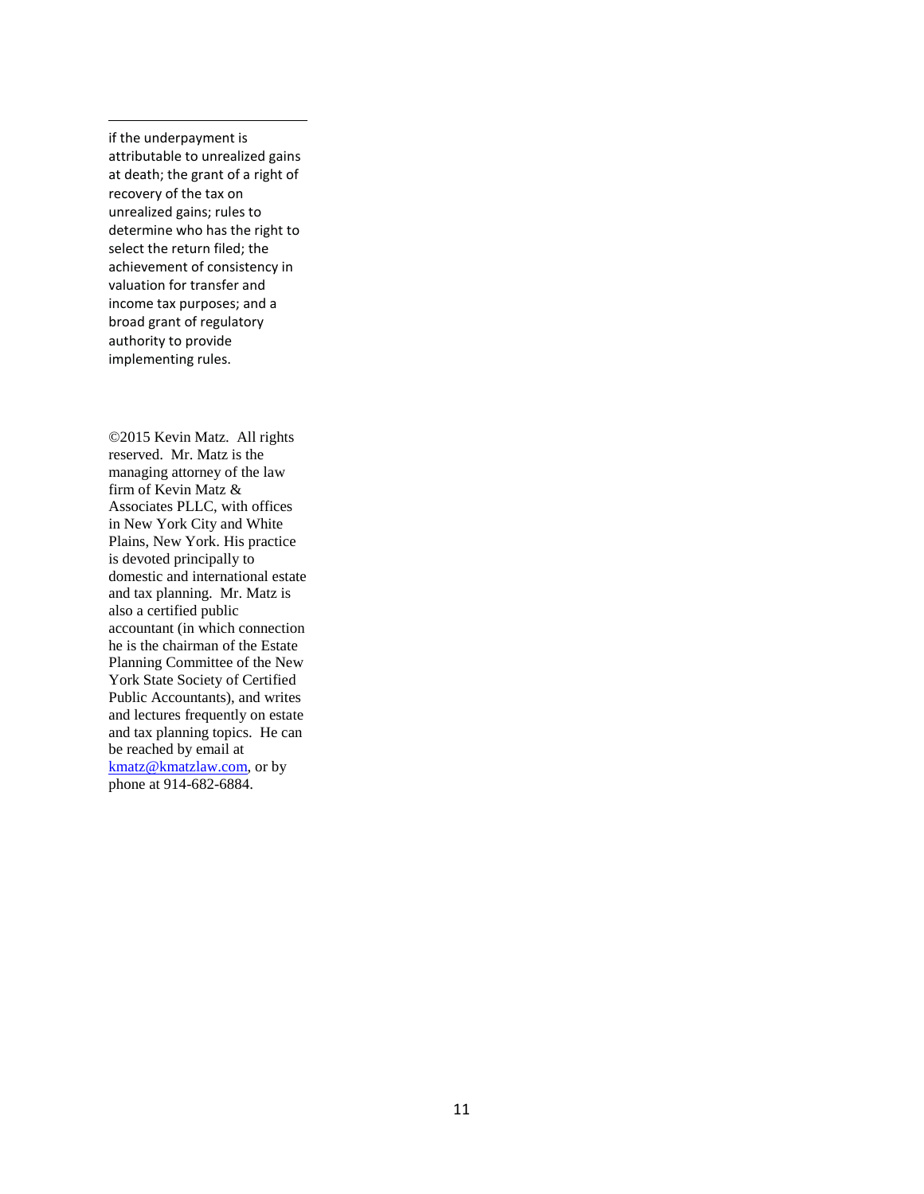if the underpayment is attributable to unrealized gains at death; the grant of a right of recovery of the tax on unrealized gains; rules to determine who has the right to select the return filed; the achievement of consistency in valuation for transfer and income tax purposes; and a broad grant of regulatory authority to provide implementing rules.

©2015 Kevin Matz. All rights reserved. Mr. Matz is the managing attorney of the law firm of Kevin Matz & Associates PLLC, with offices in New York City and White Plains, New York. His practice is devoted principally to domestic and international estate and tax planning. Mr. Matz is also a certified public accountant (in which connection he is the chairman of the Estate Planning Committee of the New York State Society of Certified Public Accountants), and writes and lectures frequently on estate and tax planning topics. He can be reached by email at kmatz@kmatzlaw.com, or by phone at 914-682-6884.